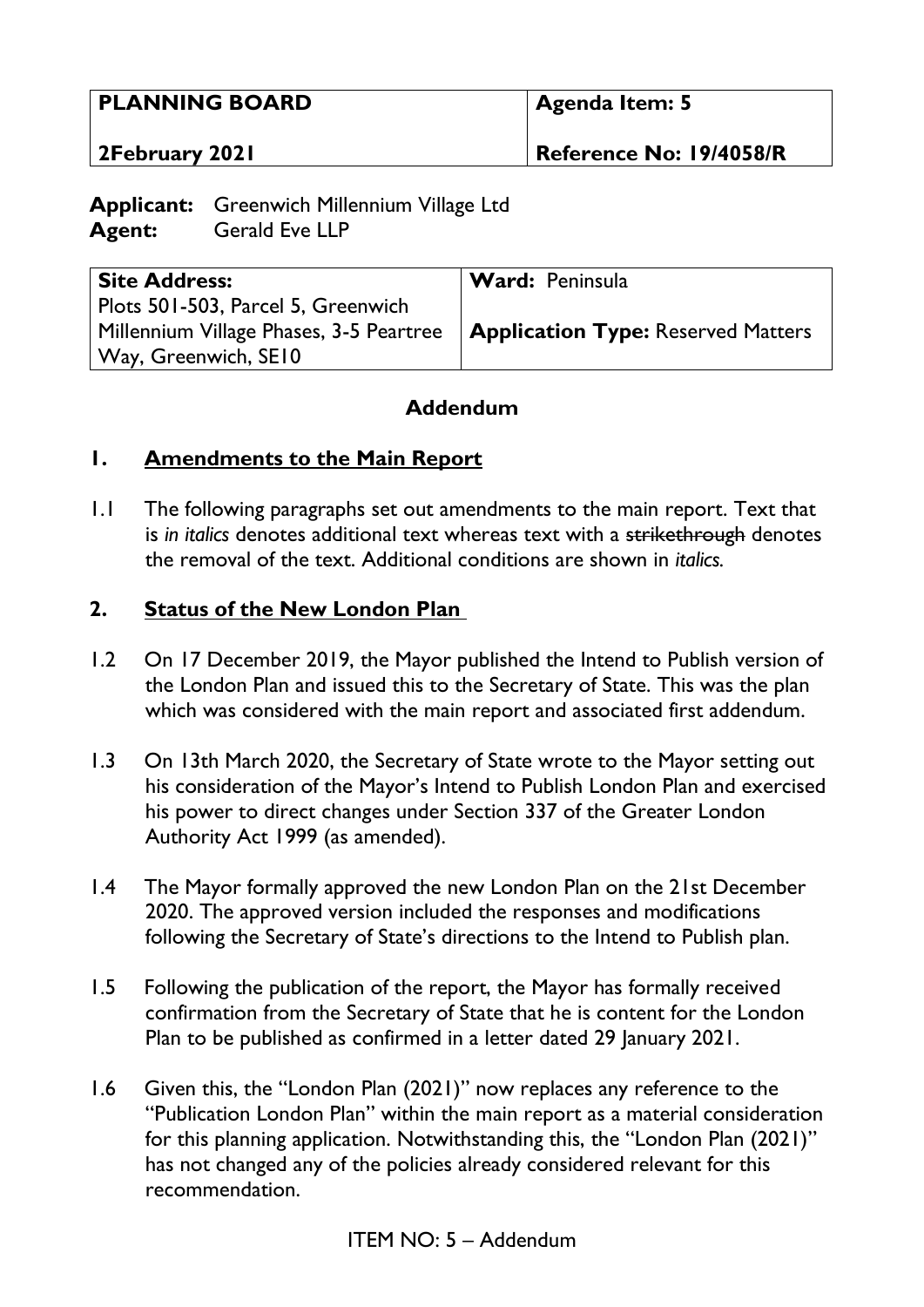| PLANNING BOARD | Agenda Item: 5 |
|---|---|
| 2February 2021 | Reference No: 19/4058/R |

**Applicant:** Greenwich Millennium Village Ltd
**Agent:** Gerald Eve LLP

| Site Address: | Ward: Peninsula |
|---|---|
| Plots 501-503, Parcel 5, Greenwich Millennium Village Phases, 3-5 Peartree Way, Greenwich, SE10 | **Application Type:** Reserved Matters |

## Addendum

## 1. Amendments to the Main Report

1.1 The following paragraphs set out amendments to the main report. Text that is *in italics* denotes additional text whereas text with a ~~strikethrough~~ denotes the removal of the text. Additional conditions are shown in *italics.*

## 2. Status of the New London Plan

1.2 On 17 December 2019, the Mayor published the Intend to Publish version of the London Plan and issued this to the Secretary of State. This was the plan which was considered with the main report and associated first addendum.

1.3 On 13th March 2020, the Secretary of State wrote to the Mayor setting out his consideration of the Mayor's Intend to Publish London Plan and exercised his power to direct changes under Section 337 of the Greater London Authority Act 1999 (as amended).

1.4 The Mayor formally approved the new London Plan on the 21st December 2020. The approved version included the responses and modifications following the Secretary of State's directions to the Intend to Publish plan.

1.5 Following the publication of the report, the Mayor has formally received confirmation from the Secretary of State that he is content for the London Plan to be published as confirmed in a letter dated 29 January 2021.

1.6 Given this, the "London Plan (2021)" now replaces any reference to the "Publication London Plan" within the main report as a material consideration for this planning application. Notwithstanding this, the "London Plan (2021)" has not changed any of the policies already considered relevant for this recommendation.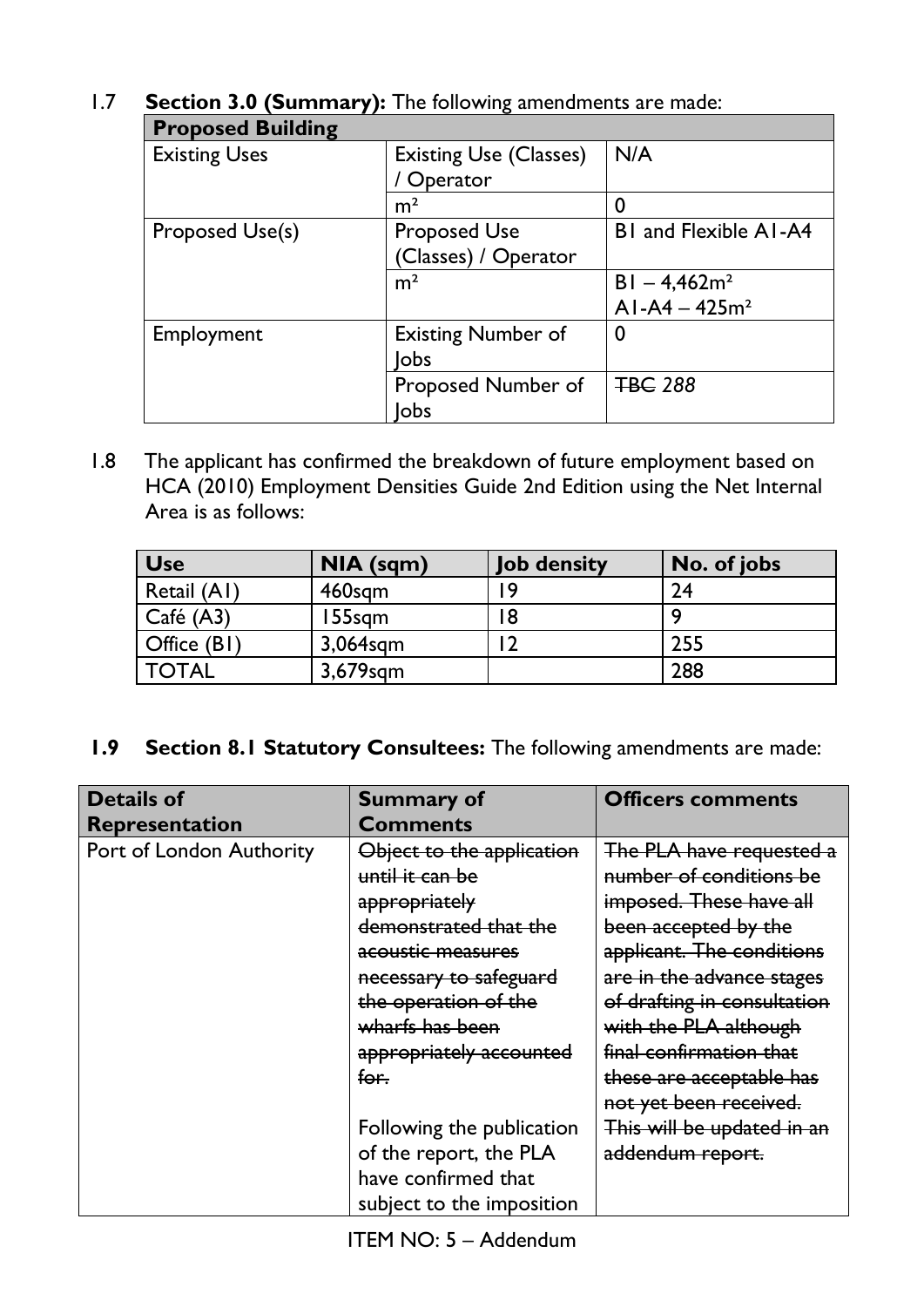1.7 **Section 3.0 (Summary):** The following amendments are made:

| Proposed Building | | |
|---|---|---|
| Existing Uses | Existing Use (Classes) / Operator | N/A |
| | m² | 0 |
| Proposed Use(s) | Proposed Use (Classes) / Operator | B1 and Flexible A1-A4 |
| | m² | B1 – 4,462m²<br>A1-A4 – 425m² |
| Employment | Existing Number of Jobs | 0 |
| | Proposed Number of Jobs | ~~TBC~~ *288* |

1.8 The applicant has confirmed the breakdown of future employment based on HCA (2010) Employment Densities Guide 2nd Edition using the Net Internal Area is as follows:

| Use | NIA (sqm) | Job density | No. of jobs |
|---|---|---|---|
| Retail (A1) | 460sqm | 19 | 24 |
| Café (A3) | 155sqm | 18 | 9 |
| Office (B1) | 3,064sqm | 12 | 255 |
| TOTAL | 3,679sqm | | 288 |

**1.9 Section 8.1 Statutory Consultees:** The following amendments are made:

| Details of Representation | Summary of Comments | Officers comments |
|---|---|---|
| Port of London Authority | ~~Object to the application until it can be appropriately demonstrated that the acoustic measures necessary to safeguard the operation of the wharfs has been appropriately accounted for.~~<br><br>Following the publication of the report, the PLA have confirmed that subject to the imposition | ~~The PLA have requested a number of conditions be imposed. These have all been accepted by the applicant. The conditions are in the advance stages of drafting in consultation with the PLA although final confirmation that these are acceptable has not yet been received. This will be updated in an addendum report.~~ |

ITEM NO: 5 – Addendum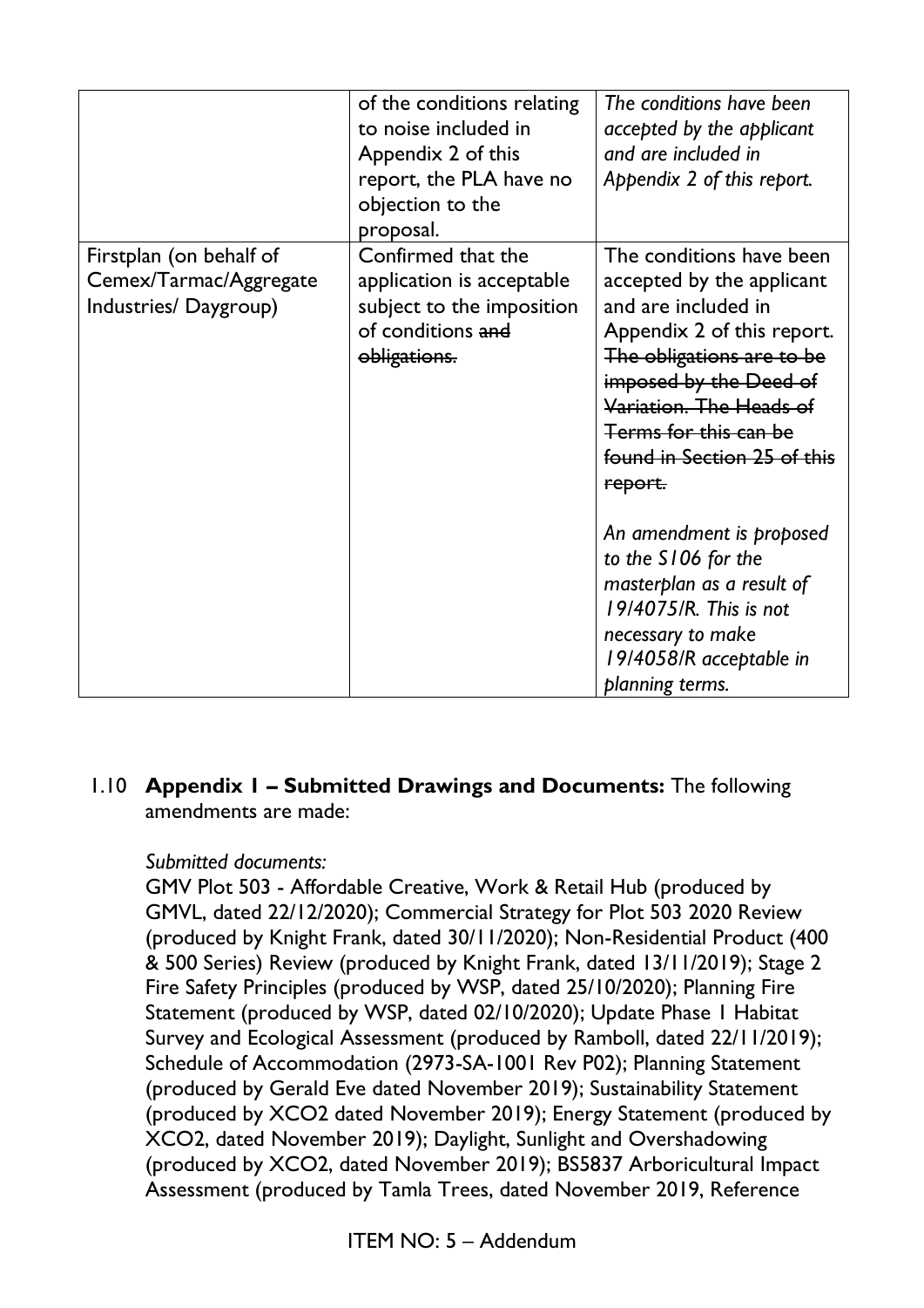| | | |
|---|---|---|
| | of the conditions relating to noise included in Appendix 2 of this report, the PLA have no objection to the proposal. | *The conditions have been accepted by the applicant and are included in Appendix 2 of this report.* |
| Firstplan (on behalf of Cemex/Tarmac/Aggregate Industries/ Daygroup) | Confirmed that the application is acceptable subject to the imposition of conditions ~~and obligations.~~ | The conditions have been accepted by the applicant and are included in Appendix 2 of this report. ~~The obligations are to be imposed by the Deed of Variation. The Heads of Terms for this can be found in Section 25 of this report.~~<br><br>*An amendment is proposed to the S106 for the masterplan as a result of 19/4075/R. This is not necessary to make 19/4058/R acceptable in planning terms.* |

1.10 **Appendix 1 – Submitted Drawings and Documents:** The following amendments are made:

*Submitted documents:*

GMV Plot 503 - Affordable Creative, Work & Retail Hub (produced by GMVL, dated 22/12/2020); Commercial Strategy for Plot 503 2020 Review (produced by Knight Frank, dated 30/11/2020); Non-Residential Product (400 & 500 Series) Review (produced by Knight Frank, dated 13/11/2019); Stage 2 Fire Safety Principles (produced by WSP, dated 25/10/2020); Planning Fire Statement (produced by WSP, dated 02/10/2020); Update Phase 1 Habitat Survey and Ecological Assessment (produced by Ramboll, dated 22/11/2019); Schedule of Accommodation (2973-SA-1001 Rev P02); Planning Statement (produced by Gerald Eve dated November 2019); Sustainability Statement (produced by XCO2 dated November 2019); Energy Statement (produced by XCO2, dated November 2019); Daylight, Sunlight and Overshadowing (produced by XCO2, dated November 2019); BS5837 Arboricultural Impact Assessment (produced by Tamla Trees, dated November 2019, Reference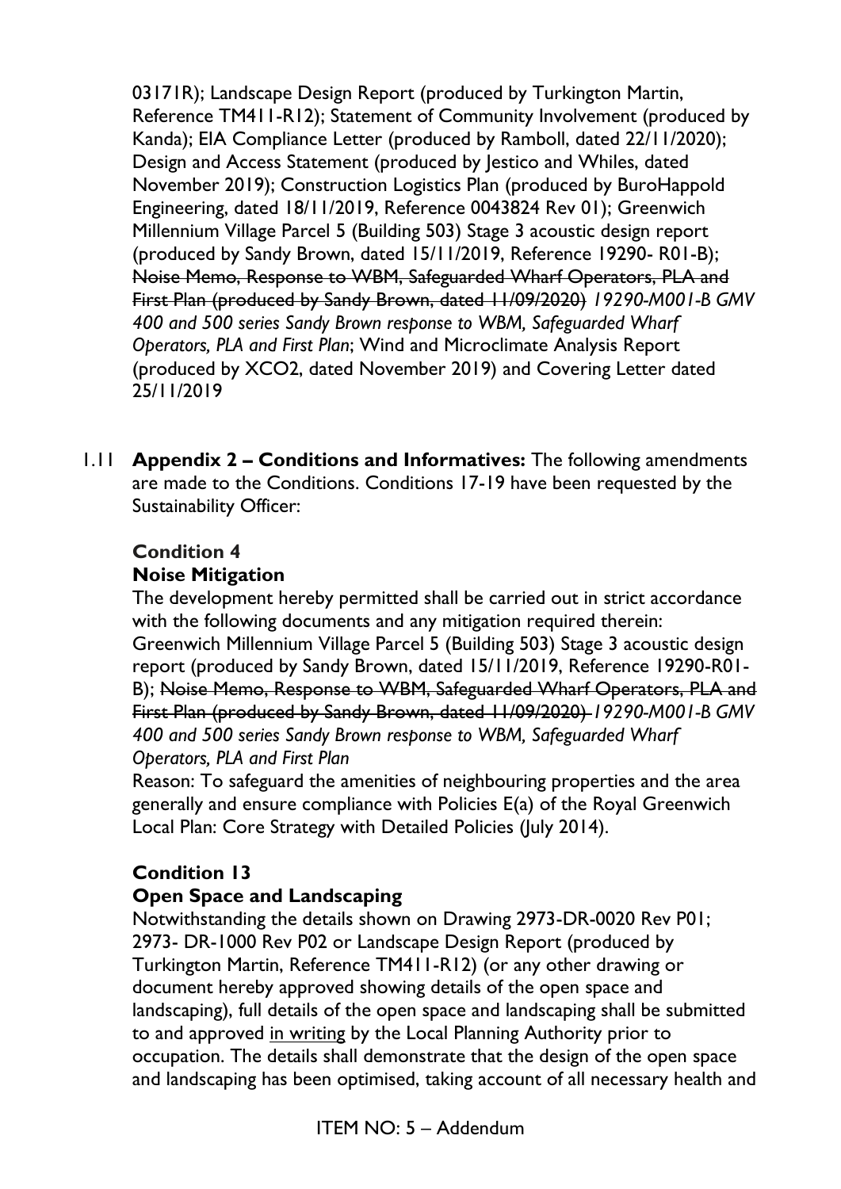03171R); Landscape Design Report (produced by Turkington Martin, Reference TM411-R12); Statement of Community Involvement (produced by Kanda); EIA Compliance Letter (produced by Ramboll, dated 22/11/2020); Design and Access Statement (produced by Jestico and Whiles, dated November 2019); Construction Logistics Plan (produced by BuroHappold Engineering, dated 18/11/2019, Reference 0043824 Rev 01); Greenwich Millennium Village Parcel 5 (Building 503) Stage 3 acoustic design report (produced by Sandy Brown, dated 15/11/2019, Reference 19290- R01-B); ~~Noise Memo, Response to WBM, Safeguarded Wharf Operators, PLA and First Plan (produced by Sandy Brown, dated 11/09/2020)~~ *19290-M001-B GMV 400 and 500 series Sandy Brown response to WBM, Safeguarded Wharf Operators, PLA and First Plan*; Wind and Microclimate Analysis Report (produced by XCO2, dated November 2019) and Covering Letter dated 25/11/2019

1.11 **Appendix 2 – Conditions and Informatives:** The following amendments are made to the Conditions. Conditions 17-19 have been requested by the Sustainability Officer:

**Condition 4**
**Noise Mitigation**
The development hereby permitted shall be carried out in strict accordance with the following documents and any mitigation required therein: Greenwich Millennium Village Parcel 5 (Building 503) Stage 3 acoustic design report (produced by Sandy Brown, dated 15/11/2019, Reference 19290-R01-B); ~~Noise Memo, Response to WBM, Safeguarded Wharf Operators, PLA and First Plan (produced by Sandy Brown, dated 11/09/2020)~~ *19290-M001-B GMV 400 and 500 series Sandy Brown response to WBM, Safeguarded Wharf Operators, PLA and First Plan*
Reason: To safeguard the amenities of neighbouring properties and the area generally and ensure compliance with Policies E(a) of the Royal Greenwich Local Plan: Core Strategy with Detailed Policies (July 2014).

**Condition 13**
**Open Space and Landscaping**
Notwithstanding the details shown on Drawing 2973-DR-0020 Rev P01; 2973- DR-1000 Rev P02 or Landscape Design Report (produced by Turkington Martin, Reference TM411-R12) (or any other drawing or document hereby approved showing details of the open space and landscaping), full details of the open space and landscaping shall be submitted to and approved <u>in writing</u> by the Local Planning Authority prior to occupation. The details shall demonstrate that the design of the open space and landscaping has been optimised, taking account of all necessary health and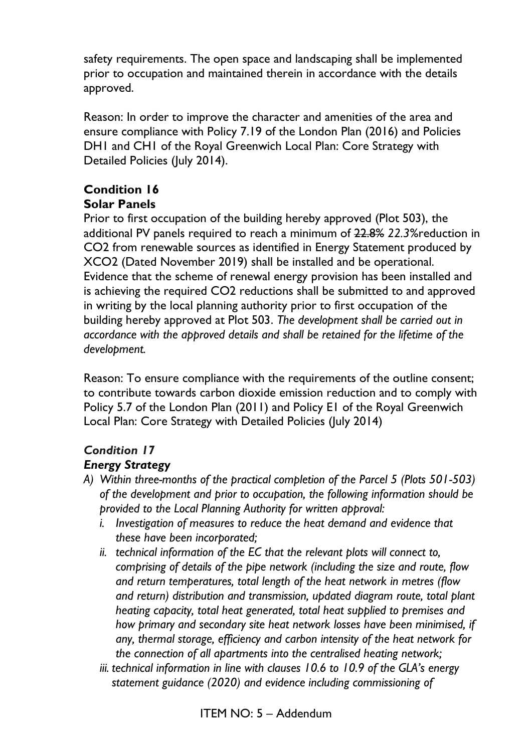safety requirements. The open space and landscaping shall be implemented prior to occupation and maintained therein in accordance with the details approved.

Reason: In order to improve the character and amenities of the area and ensure compliance with Policy 7.19 of the London Plan (2016) and Policies DH1 and CH1 of the Royal Greenwich Local Plan: Core Strategy with Detailed Policies (July 2014).

**Condition 16**
**Solar Panels**

Prior to first occupation of the building hereby approved (Plot 503), the additional PV panels required to reach a minimum of ~~22.8%~~ *22.3%*reduction in $CO_2$ from renewable sources as identified in Energy Statement produced by XCO2 (Dated November 2019) shall be installed and be operational. Evidence that the scheme of renewal energy provision has been installed and is achieving the required $CO_2$ reductions shall be submitted to and approved in writing by the local planning authority prior to first occupation of the building hereby approved at Plot 503. *The development shall be carried out in accordance with the approved details and shall be retained for the lifetime of the development.*

Reason: To ensure compliance with the requirements of the outline consent; to contribute towards carbon dioxide emission reduction and to comply with Policy 5.7 of the London Plan (2011) and Policy E1 of the Royal Greenwich Local Plan: Core Strategy with Detailed Policies (July 2014)

***Condition 17***
***Energy Strategy***

*A) Within three-months of the practical completion of the Parcel 5 (Plots 501-503) of the development and prior to occupation, the following information should be provided to the Local Planning Authority for written approval:*
   *i. Investigation of measures to reduce the heat demand and evidence that these have been incorporated;*
   *ii. technical information of the EC that the relevant plots will connect to, comprising of details of the pipe network (including the size and route, flow and return temperatures, total length of the heat network in metres (flow and return) distribution and transmission, updated diagram route, total plant heating capacity, total heat generated, total heat supplied to premises and how primary and secondary site heat network losses have been minimised, if any, thermal storage, efficiency and carbon intensity of the heat network for the connection of all apartments into the centralised heating network;*
   *iii. technical information in line with clauses 10.6 to 10.9 of the GLA's energy statement guidance (2020) and evidence including commissioning of*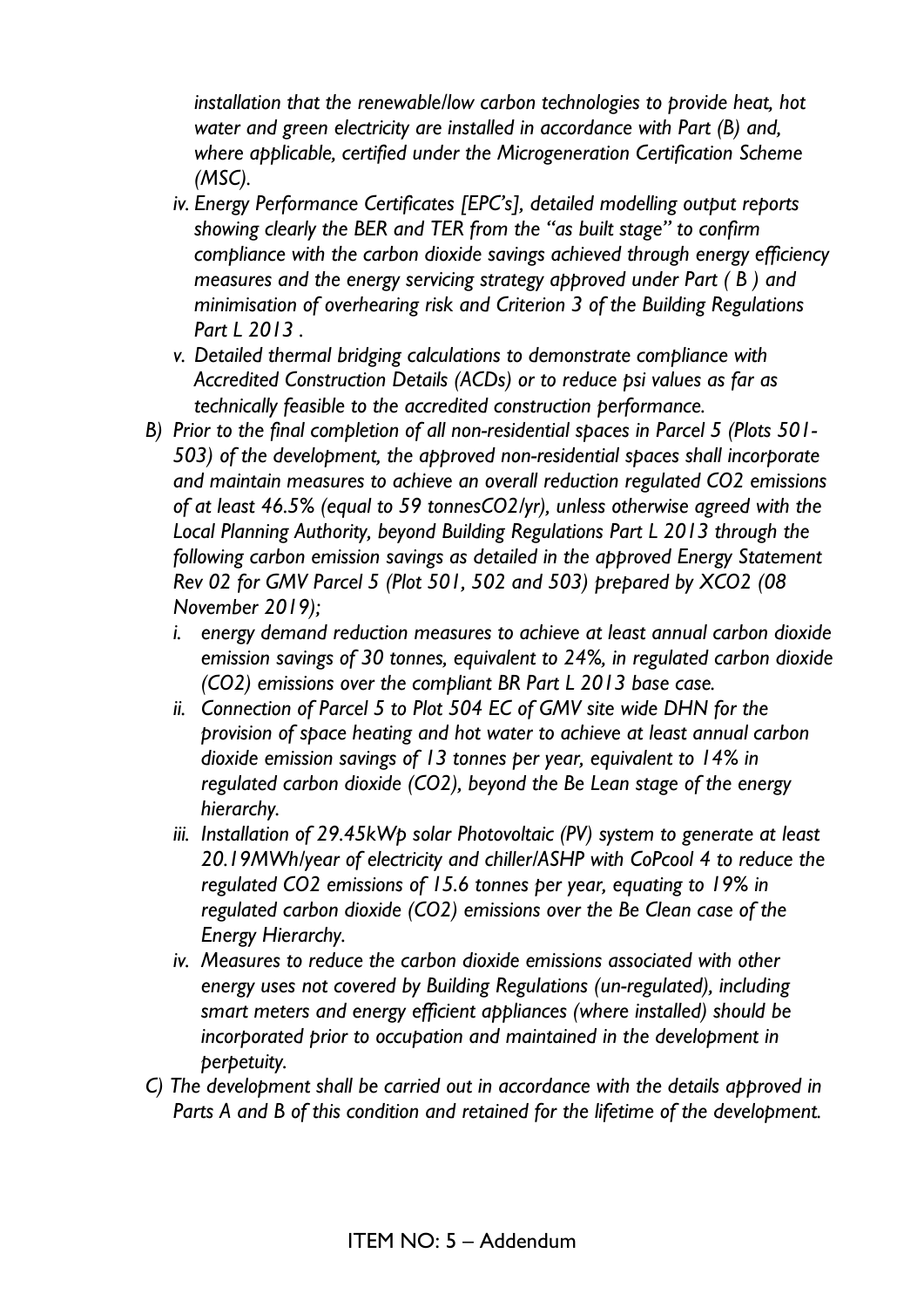*installation that the renewable/low carbon technologies to provide heat, hot water and green electricity are installed in accordance with Part (B) and, where applicable, certified under the Microgeneration Certification Scheme (MSC).*

*iv. Energy Performance Certificates [EPC's], detailed modelling output reports showing clearly the BER and TER from the "as built stage" to confirm compliance with the carbon dioxide savings achieved through energy efficiency measures and the energy servicing strategy approved under Part ( B ) and minimisation of overhearing risk and Criterion 3 of the Building Regulations Part L 2013 .*

*v. Detailed thermal bridging calculations to demonstrate compliance with Accredited Construction Details (ACDs) or to reduce psi values as far as technically feasible to the accredited construction performance.*

*B) Prior to the final completion of all non-residential spaces in Parcel 5 (Plots 501-503) of the development, the approved non-residential spaces shall incorporate and maintain measures to achieve an overall reduction regulated $CO_2$ emissions of at least 46.5% (equal to 59 tonnes$CO_2$/yr), unless otherwise agreed with the Local Planning Authority, beyond Building Regulations Part L 2013 through the following carbon emission savings as detailed in the approved Energy Statement Rev 02 for GMV Parcel 5 (Plot 501, 502 and 503) prepared by XCO2 (08 November 2019);*

*i. energy demand reduction measures to achieve at least annual carbon dioxide emission savings of 30 tonnes, equivalent to 24%, in regulated carbon dioxide ($CO_2$) emissions over the compliant BR Part L 2013 base case.*

*ii. Connection of Parcel 5 to Plot 504 EC of GMV site wide DHN for the provision of space heating and hot water to achieve at least annual carbon dioxide emission savings of 13 tonnes per year, equivalent to 14% in regulated carbon dioxide ($CO_2$), beyond the Be Lean stage of the energy hierarchy.*

*iii. Installation of 29.45kWp solar Photovoltaic (PV) system to generate at least 20.19MWh/year of electricity and chiller/ASHP with CoPcool 4 to reduce the regulated $CO_2$ emissions of 15.6 tonnes per year, equating to 19% in regulated carbon dioxide ($CO_2$) emissions over the Be Clean case of the Energy Hierarchy.*

*iv. Measures to reduce the carbon dioxide emissions associated with other energy uses not covered by Building Regulations (un-regulated), including smart meters and energy efficient appliances (where installed) should be incorporated prior to occupation and maintained in the development in perpetuity.*

*C) The development shall be carried out in accordance with the details approved in Parts A and B of this condition and retained for the lifetime of the development.*

ITEM NO: 5 – Addendum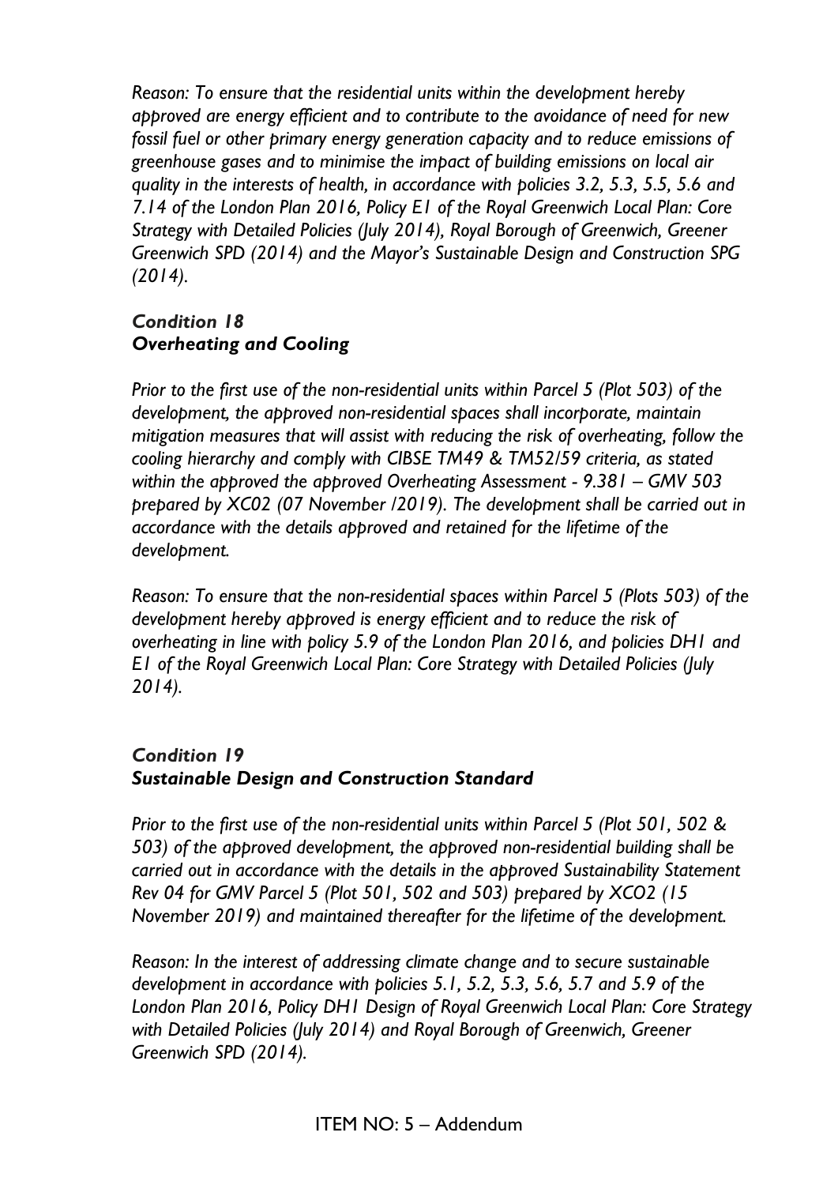*Reason: To ensure that the residential units within the development hereby approved are energy efficient and to contribute to the avoidance of need for new fossil fuel or other primary energy generation capacity and to reduce emissions of greenhouse gases and to minimise the impact of building emissions on local air quality in the interests of health, in accordance with policies 3.2, 5.3, 5.5, 5.6 and 7.14 of the London Plan 2016, Policy E1 of the Royal Greenwich Local Plan: Core Strategy with Detailed Policies (July 2014), Royal Borough of Greenwich, Greener Greenwich SPD (2014) and the Mayor's Sustainable Design and Construction SPG (2014).*

***Condition 18***
***Overheating and Cooling***

*Prior to the first use of the non-residential units within Parcel 5 (Plot 503) of the development, the approved non-residential spaces shall incorporate, maintain mitigation measures that will assist with reducing the risk of overheating, follow the cooling hierarchy and comply with CIBSE TM49 & TM52/59 criteria, as stated within the approved the approved Overheating Assessment - 9.381 – GMV 503 prepared by XC02 (07 November /2019). The development shall be carried out in accordance with the details approved and retained for the lifetime of the development.*

*Reason: To ensure that the non-residential spaces within Parcel 5 (Plots 503) of the development hereby approved is energy efficient and to reduce the risk of overheating in line with policy 5.9 of the London Plan 2016, and policies DH1 and E1 of the Royal Greenwich Local Plan: Core Strategy with Detailed Policies (July 2014).*

***Condition 19***
***Sustainable Design and Construction Standard***

*Prior to the first use of the non-residential units within Parcel 5 (Plot 501, 502 & 503) of the approved development, the approved non-residential building shall be carried out in accordance with the details in the approved Sustainability Statement Rev 04 for GMV Parcel 5 (Plot 501, 502 and 503) prepared by XCO2 (15 November 2019) and maintained thereafter for the lifetime of the development.*

*Reason: In the interest of addressing climate change and to secure sustainable development in accordance with policies 5.1, 5.2, 5.3, 5.6, 5.7 and 5.9 of the London Plan 2016, Policy DH1 Design of Royal Greenwich Local Plan: Core Strategy with Detailed Policies (July 2014) and Royal Borough of Greenwich, Greener Greenwich SPD (2014).*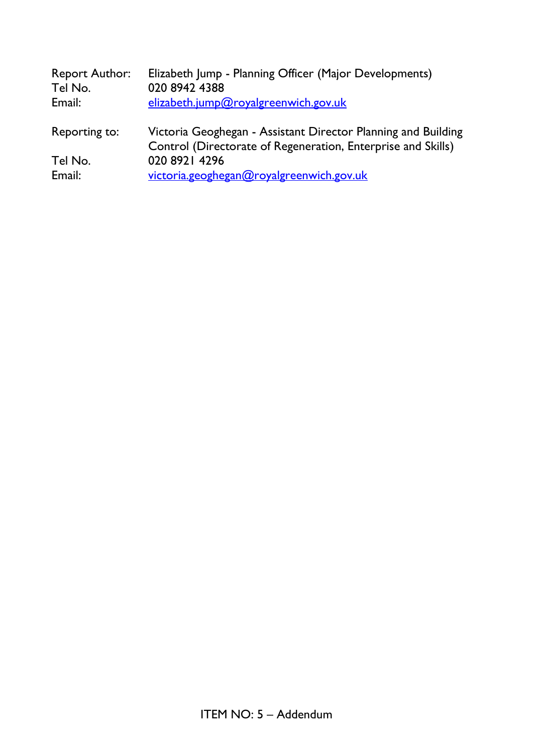| | |
|---|---|
| Report Author: | Elizabeth Jump - Planning Officer (Major Developments) |
| Tel No. | 020 8942 4388 |
| Email: | elizabeth.jump@royalgreenwich.gov.uk |

| | |
|---|---|
| Reporting to: | Victoria Geoghegan - Assistant Director Planning and Building Control (Directorate of Regeneration, Enterprise and Skills) |
| Tel No. | 020 8921 4296 |
| Email: | victoria.geoghegan@royalgreenwich.gov.uk |

ITEM NO: 5 – Addendum